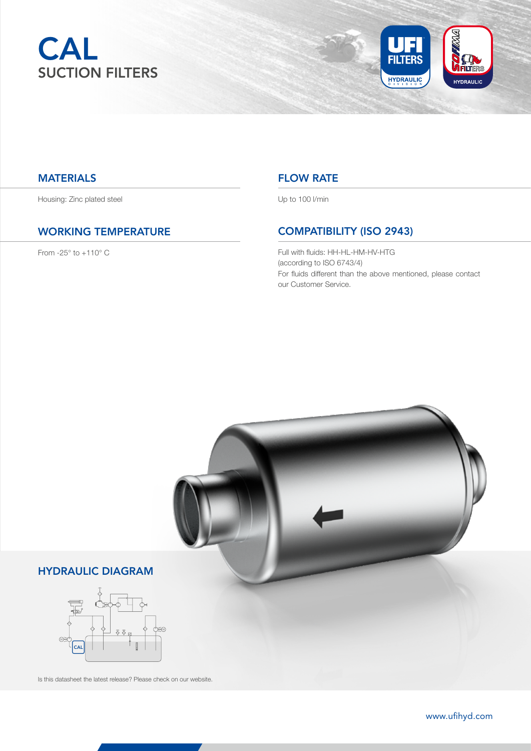# CAL

## SUCTION FILTERS

### MATERIALS

Housing: Zinc plated steel

### WORKING TEMPERATURE

From -25° to +110° C

### FLOW RATE

Up to 100 l/min

### COMPATIBILITY (ISO 2943)

Full with fluids: HH-HL-HM-HV-HTG
(according to ISO 6743/4)
For fluids different than the above mentioned, please contact our Customer Service.

### HYDRAULIC DIAGRAM

Is this datasheet the latest release? Please check on our website.

www.ufihyd.com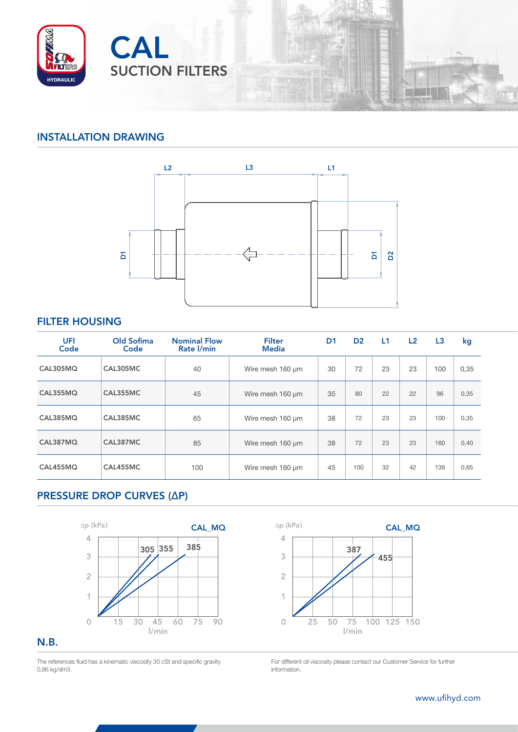# CAL
## SUCTION FILTERS

## INSTALLATION DRAWING

L2
L3
L1
D1
D1
D2

## FILTER HOUSING

| UFI Code | Old Sofima Code | Nominal Flow Rate l/min | Filter Media | D1 | D2 | L1 | L2 | L3 | kg |
|---|---|---|---|---|---|---|---|---|---|
| CAL305MQ | CAL305MC | 40 | Wire mesh 160 µm | 30 | 72 | 23 | 23 | 100 | 0,35 |
| CAL355MQ | CAL355MC | 45 | Wire mesh 160 µm | 35 | 80 | 22 | 22 | 96 | 0,35 |
| CAL385MQ | CAL385MC | 65 | Wire mesh 160 µm | 38 | 72 | 23 | 23 | 100 | 0,35 |
| CAL387MQ | CAL387MC | 85 | Wire mesh 160 µm | 38 | 72 | 23 | 23 | 160 | 0,40 |
| CAL455MQ | CAL455MC | 100 | Wire mesh 160 µm | 45 | 100 | 32 | 42 | 139 | 0,65 |

## PRESSURE DROP CURVES (ΔP)

CAL_MQ
Δp (kPa)
4
3
2
1
0
305 355 385
15 30 45 60 75 90
l/min

CAL_MQ
Δp (kPa)
4
3
2
1
0
387 455
25 50 75 100 125 150
l/min

## N.B.

The references fluid has a kinematic viscosity 30 cSt and specific gravity 0,86 kg/dm3.

For different oil viscosity please contact our Customer Service for further information.

www.ufihyd.com